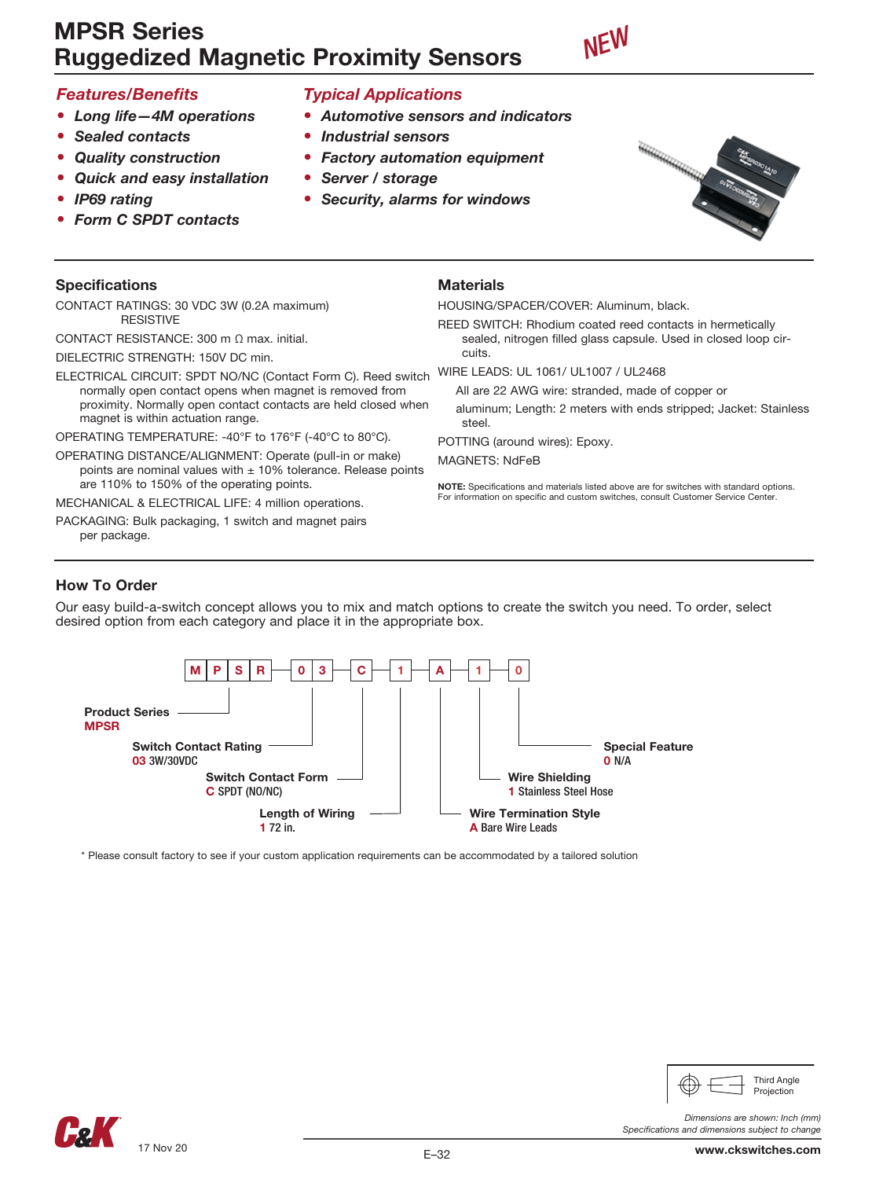# MPSR Series
# Ruggedized Magnetic Proximity Sensors

NEW

### *Features/Benefits*

- ***Long life—4M operations***
- ***Sealed contacts***
- ***Quality construction***
- ***Quick and easy installation***
- ***IP69 rating***
- ***Form C SPDT contacts***

### *Typical Applications*

- ***Automotive sensors and indicators***
- ***Industrial sensors***
- ***Factory automation equipment***
- ***Server / storage***
- ***Security, alarms for windows***

## Specifications

CONTACT RATINGS: 30 VDC 3W (0.2A maximum) RESISTIVE

CONTACT RESISTANCE: 300 m Ω max. initial.

DIELECTRIC STRENGTH: 150V DC min.

ELECTRICAL CIRCUIT: SPDT NO/NC (Contact Form C). Reed switch normally open contact opens when magnet is removed from proximity. Normally open contact contacts are held closed when magnet is within actuation range.

OPERATING TEMPERATURE: -40°F to 176°F (-40°C to 80°C).

OPERATING DISTANCE/ALIGNMENT: Operate (pull-in or make) points are nominal values with ± 10% tolerance. Release points are 110% to 150% of the operating points.

MECHANICAL & ELECTRICAL LIFE: 4 million operations.

PACKAGING: Bulk packaging, 1 switch and magnet pairs per package.

## Materials

HOUSING/SPACER/COVER: Aluminum, black.

REED SWITCH: Rhodium coated reed contacts in hermetically sealed, nitrogen filled glass capsule. Used in closed loop circuits.

WIRE LEADS: UL 1061/ UL1007 / UL2468

All are 22 AWG wire: stranded, made of copper or aluminum; Length: 2 meters with ends stripped; Jacket: Stainless steel.

POTTING (around wires): Epoxy.

MAGNETS: NdFeB

**NOTE:** Specifications and materials listed above are for switches with standard options. For information on specific and custom switches, consult Customer Service Center.

## How To Order

Our easy build-a-switch concept allows you to mix and match options to create the switch you need. To order, select desired option from each category and place it in the appropriate box.

M P S R – 0 3 – C – 1 – A – 1 – 0

**Product Series**
MPSR

**Switch Contact Rating**
03 3W/30VDC

**Switch Contact Form**
C SPDT (NO/NC)

**Length of Wiring**
1 72 in.

**Wire Termination Style**
A Bare Wire Leads

**Wire Shielding**
1 Stainless Steel Hose

**Special Feature**
0 N/A

\* Please consult factory to see if your custom application requirements can be accommodated by a tailored solution

Third Angle Projection

*Dimensions are shown: Inch (mm)*
*Specifications and dimensions subject to change*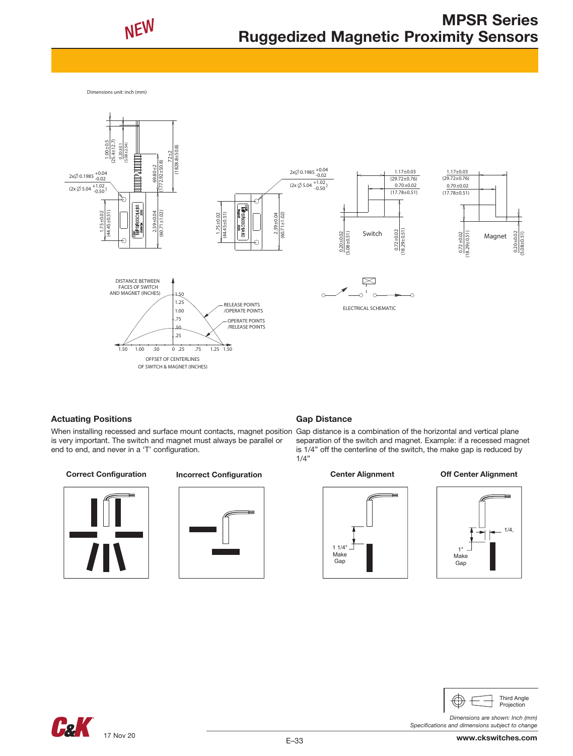# MPSR Series
## Ruggedized Magnetic Proximity Sensors

NEW

Dimensions unit: inch (mm)

2x∅ 0.1985 +0.04 -0.02 (2x ∅ 5.04 +1.02 -0.50)

1.00±0.5 (25.4±12.7)
0.20±0.1 (5.08±2.54)
69.80±2 (1772.92±50.8)
72±2 (1828.8±50.8)
1.75±0.02 (44.45±0.51)
2.39±0.04 (60.71±1.02)

1.17±0.03 (29.72±0.76)
0.70±0.02 (17.78±0.51)
0.20±0.02 (5.08±0.51)
0.72±0.02 (18.29±0.51)

Switch

Magnet

DISTANCE BETWEEN FACES OF SWITCH AND MAGNET (INCHES)

1.50
1.25
1.00
.75
.50
.25

RELEASE POINTS /OPERATE POINTS

OPERATE POINTS /RELEASE POINTS

1.50 1.00 .50 0 .25 .75 1.25 1.50

OFFSET OF CENTERLINES OF SWITCH & MAGNET (INCHES)

ELECTRICAL SCHEMATIC

### Actuating Positions

When installing recessed and surface mount contacts, magnet position is very important. The switch and magnet must always be parallel or end to end, and never in a 'T' configuration.

**Correct Configuration**

**Incorrect Configuration**

### Gap Distance

Gap distance is a combination of the horizontal and vertical plane separation of the switch and magnet. Example: if a recessed magnet is 1/4" off the centerline of the switch, the make gap is reduced by 1/4"

**Center Alignment**

1 1/4" Make Gap

**Off Center Alignment**

1" Make Gap

1/4,

Third Angle Projection

*Dimensions are shown: Inch (mm)*
*Specifications and dimensions subject to change*

17 Nov 20

www.ckswitches.com